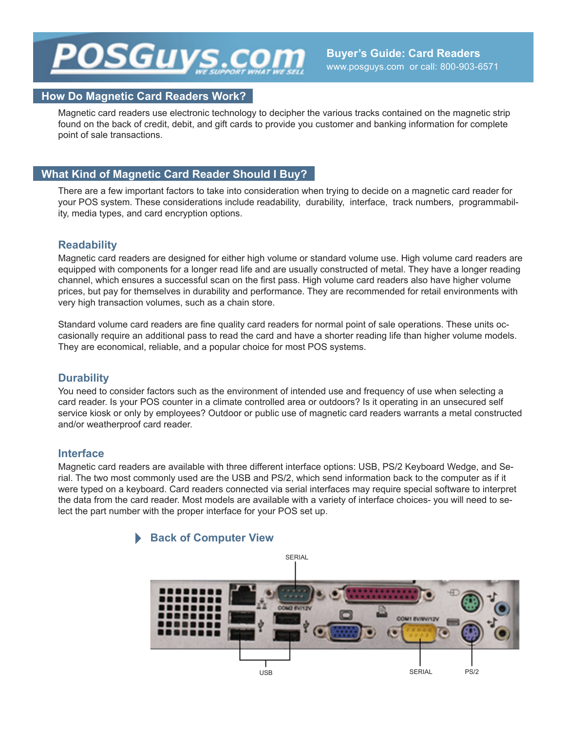# POSGuys.com

WE SUPPORT WHAT WE SELL

**Buyer's Guide: Card Readers**
www.posguys.com or call: 800-903-6571

## How Do Magnetic Card Readers Work?

Magnetic card readers use electronic technology to decipher the various tracks contained on the magnetic strip found on the back of credit, debit, and gift cards to provide you customer and banking information for complete point of sale transactions.

## What Kind of Magnetic Card Reader Should I Buy?

There are a few important factors to take into consideration when trying to decide on a magnetic card reader for your POS system. These considerations include readability, durability, interface, track numbers, programmability, media types, and card encryption options.

### Readability

Magnetic card readers are designed for either high volume or standard volume use. High volume card readers are equipped with components for a longer read life and are usually constructed of metal. They have a longer reading channel, which ensures a successful scan on the first pass. High volume card readers also have higher volume prices, but pay for themselves in durability and performance. They are recommended for retail environments with very high transaction volumes, such as a chain store.

Standard volume card readers are fine quality card readers for normal point of sale operations. These units occasionally require an additional pass to read the card and have a shorter reading life than higher volume models. They are economical, reliable, and a popular choice for most POS systems.

### Durability

You need to consider factors such as the environment of intended use and frequency of use when selecting a card reader. Is your POS counter in a climate controlled area or outdoors? Is it operating in an unsecured self service kiosk or only by employees? Outdoor or public use of magnetic card readers warrants a metal constructed and/or weatherproof card reader.

### Interface

Magnetic card readers are available with three different interface options: USB, PS/2 Keyboard Wedge, and Serial. The two most commonly used are the USB and PS/2, which send information back to the computer as if it were typed on a keyboard. Card readers connected via serial interfaces may require special software to interpret the data from the card reader. Most models are available with a variety of interface choices- you will need to select the part number with the proper interface for your POS set up.

#### Back of Computer View

SERIAL

USB

SERIAL

PS/2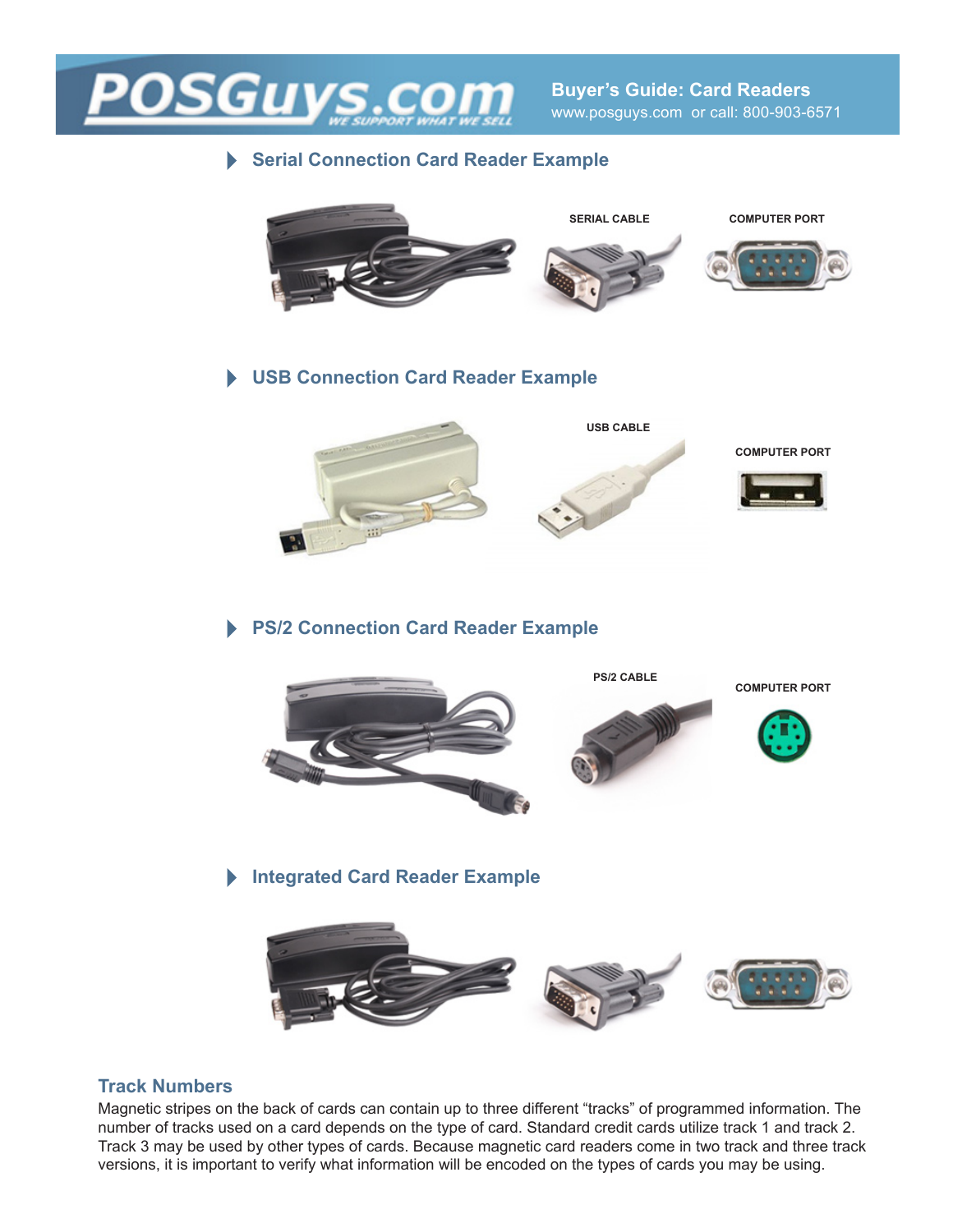## Serial Connection Card Reader Example

SERIAL CABLE

COMPUTER PORT

## USB Connection Card Reader Example

USB CABLE

COMPUTER PORT

## PS/2 Connection Card Reader Example

PS/2 CABLE

COMPUTER PORT

## Integrated Card Reader Example

## Track Numbers

Magnetic stripes on the back of cards can contain up to three different “tracks” of programmed information. The number of tracks used on a card depends on the type of card. Standard credit cards utilize track 1 and track 2. Track 3 may be used by other types of cards. Because magnetic card readers come in two track and three track versions, it is important to verify what information will be encoded on the types of cards you may be using.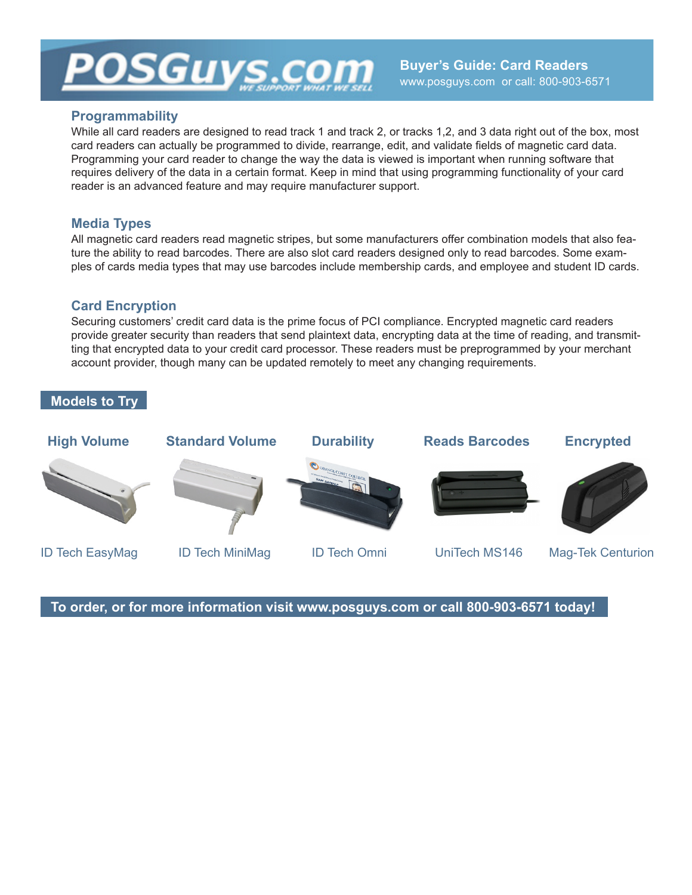## Programmability

While all card readers are designed to read track 1 and track 2, or tracks 1,2, and 3 data right out of the box, most card readers can actually be programmed to divide, rearrange, edit, and validate fields of magnetic card data. Programming your card reader to change the way the data is viewed is important when running software that requires delivery of the data in a certain format. Keep in mind that using programming functionality of your card reader is an advanced feature and may require manufacturer support.

## Media Types

All magnetic card readers read magnetic stripes, but some manufacturers offer combination models that also feature the ability to read barcodes. There are also slot card readers designed only to read barcodes. Some examples of cards media types that may use barcodes include membership cards, and employee and student ID cards.

## Card Encryption

Securing customers' credit card data is the prime focus of PCI compliance. Encrypted magnetic card readers provide greater security than readers that send plaintext data, encrypting data at the time of reading, and transmitting that encrypted data to your credit card processor. These readers must be preprogrammed by your merchant account provider, though many can be updated remotely to meet any changing requirements.

## Models to Try

| High Volume | Standard Volume | Durability | Reads Barcodes | Encrypted |
|---|---|---|---|---|
| ID Tech EasyMag | ID Tech MiniMag | ID Tech Omni | UniTech MS146 | Mag-Tek Centurion |

**To order, or for more information visit www.posguys.com or call 800-903-6571 today!**